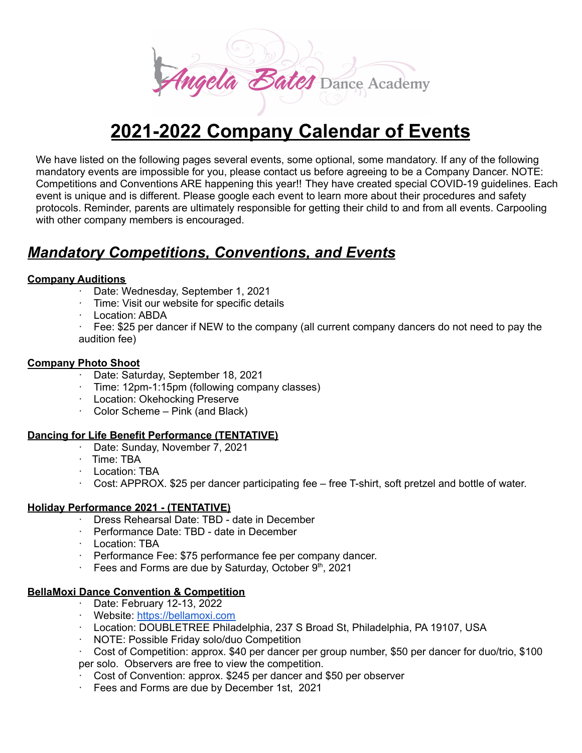# 2021-2022 Company Calendar of Events

We have listed on the following pages several events, some optional, some mandatory. If any of the following mandatory events are impossible for you, please contact us before agreeing to be a Company Dancer. NOTE: Competitions and Conventions ARE happening this year!! They have created special COVID-19 guidelines. Each event is unique and is different. Please google each event to learn more about their procedures and safety protocols. Reminder, parents are ultimately responsible for getting their child to and from all events. Carpooling with other company members is encouraged.

## *Mandatory Competitions, Conventions, and Events*

**Company Auditions**

- Date: Wednesday, September 1, 2021
- Time: Visit our website for specific details
- Location: ABDA
- Fee: $25 per dancer if NEW to the company (all current company dancers do not need to pay the audition fee)

**Company Photo Shoot**

- Date: Saturday, September 18, 2021
- Time: 12pm-1:15pm (following company classes)
- Location: Okehocking Preserve
- Color Scheme – Pink (and Black)

**Dancing for Life Benefit Performance (TENTATIVE)**

- Date: Sunday, November 7, 2021
- Time: TBA
- Location: TBA
- Cost: APPROX. $25 per dancer participating fee – free T-shirt, soft pretzel and bottle of water.

**Holiday Performance 2021 - (TENTATIVE)**

- Dress Rehearsal Date: TBD - date in December
- Performance Date: TBD - date in December
- Location: TBA
- Performance Fee: $75 performance fee per company dancer.
- Fees and Forms are due by Saturday, October 9th, 2021

**BellaMoxi Dance Convention & Competition**

- Date: February 12-13, 2022
- Website: https://bellamoxi.com
- Location: DOUBLETREE Philadelphia, 237 S Broad St, Philadelphia, PA 19107, USA
- NOTE: Possible Friday solo/duo Competition
- Cost of Competition: approx. $40 per dancer per group number, $50 per dancer for duo/trio, $100 per solo. Observers are free to view the competition.
- Cost of Convention: approx. $245 per dancer and $50 per observer
- Fees and Forms are due by December 1st, 2021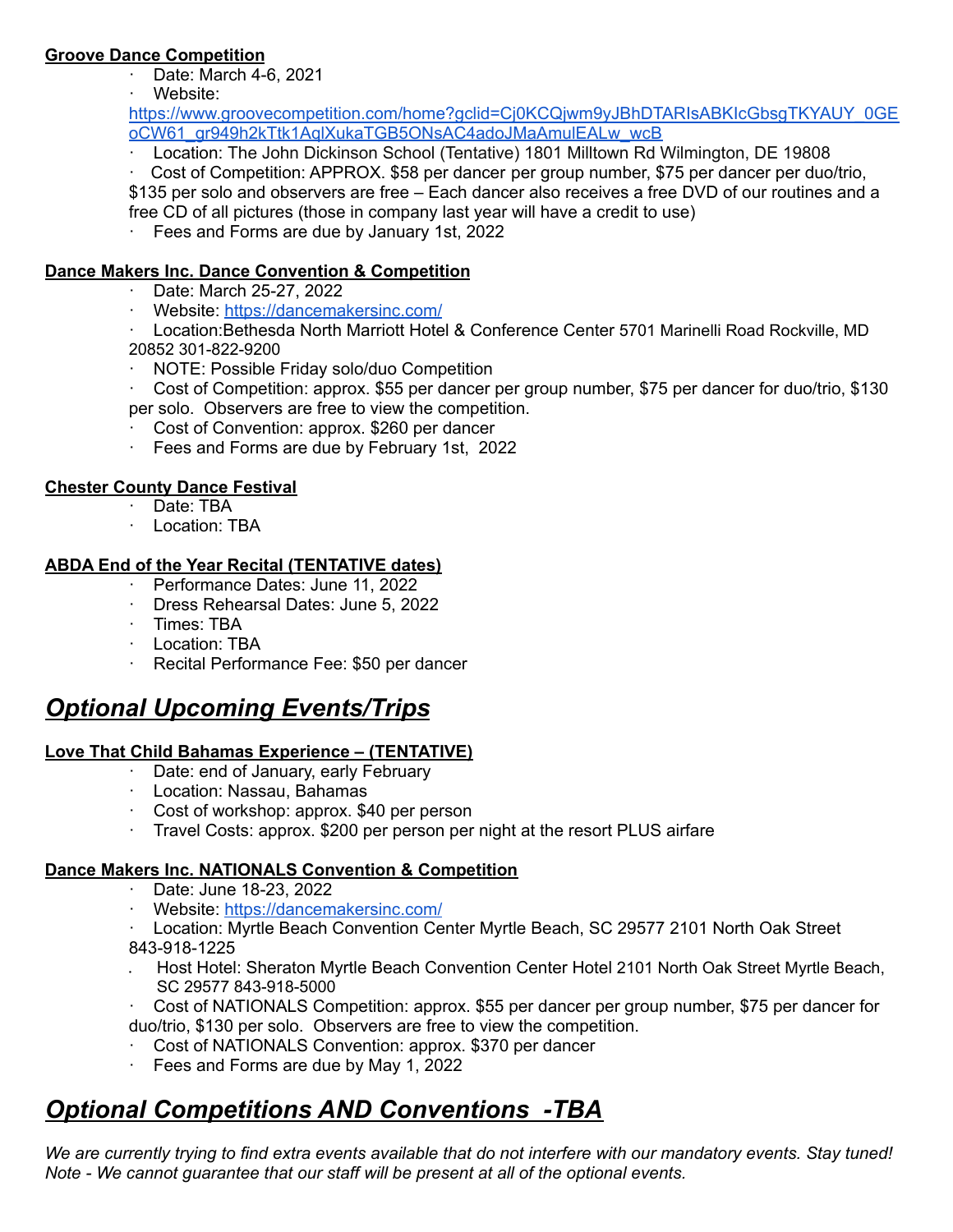**Groove Dance Competition**

- Date: March 4-6, 2021
- Website: [https://www.groovecompetition.com/home?gclid=Cj0KCQjwm9yJBhDTARIsABKIcGbsgTKYAUY_0GEoCW61_gr949h2kTtk1AqlXukaTGB5ONsAC4adoJMaAmulEALw_wcB](https://www.groovecompetition.com/home?gclid=Cj0KCQjwm9yJBhDTARIsABKIcGbsgTKYAUY_0GEoCW61_gr949h2kTtk1AqlXukaTGB5ONsAC4adoJMaAmulEALw_wcB)
- Location: The John Dickinson School (Tentative) 1801 Milltown Rd Wilmington, DE 19808
- Cost of Competition: APPROX. $58 per dancer per group number, $75 per dancer per duo/trio, $135 per solo and observers are free – Each dancer also receives a free DVD of our routines and a free CD of all pictures (those in company last year will have a credit to use)
- Fees and Forms are due by January 1st, 2022

**Dance Makers Inc. Dance Convention & Competition**

- Date: March 25-27, 2022
- Website: [https://dancemakersinc.com/](https://dancemakersinc.com/)
- Location:Bethesda North Marriott Hotel & Conference Center 5701 Marinelli Road Rockville, MD 20852 301-822-9200
- NOTE: Possible Friday solo/duo Competition
- Cost of Competition: approx. $55 per dancer per group number, $75 per dancer for duo/trio, $130 per solo. Observers are free to view the competition.
- Cost of Convention: approx. $260 per dancer
- Fees and Forms are due by February 1st, 2022

**Chester County Dance Festival**

- Date: TBA
- Location: TBA

**ABDA End of the Year Recital (TENTATIVE dates)**

- Performance Dates: June 11, 2022
- Dress Rehearsal Dates: June 5, 2022
- Times: TBA
- Location: TBA
- Recital Performance Fee: $50 per dancer

## *Optional Upcoming Events/Trips*

**Love That Child Bahamas Experience – (TENTATIVE)**

- Date: end of January, early February
- Location: Nassau, Bahamas
- Cost of workshop: approx. $40 per person
- Travel Costs: approx. $200 per person per night at the resort PLUS airfare

**Dance Makers Inc. NATIONALS Convention & Competition**

- Date: June 18-23, 2022
- Website: [https://dancemakersinc.com/](https://dancemakersinc.com/)
- Location: Myrtle Beach Convention Center Myrtle Beach, SC 29577 2101 North Oak Street 843-918-1225
- Host Hotel: Sheraton Myrtle Beach Convention Center Hotel 2101 North Oak Street Myrtle Beach, SC 29577 843-918-5000
- Cost of NATIONALS Competition: approx. $55 per dancer per group number, $75 per dancer for duo/trio, $130 per solo. Observers are free to view the competition.
- Cost of NATIONALS Convention: approx. $370 per dancer
- Fees and Forms are due by May 1, 2022

## *Optional Competitions AND Conventions -TBA*

*We are currently trying to find extra events available that do not interfere with our mandatory events. Stay tuned! Note - We cannot guarantee that our staff will be present at all of the optional events.*